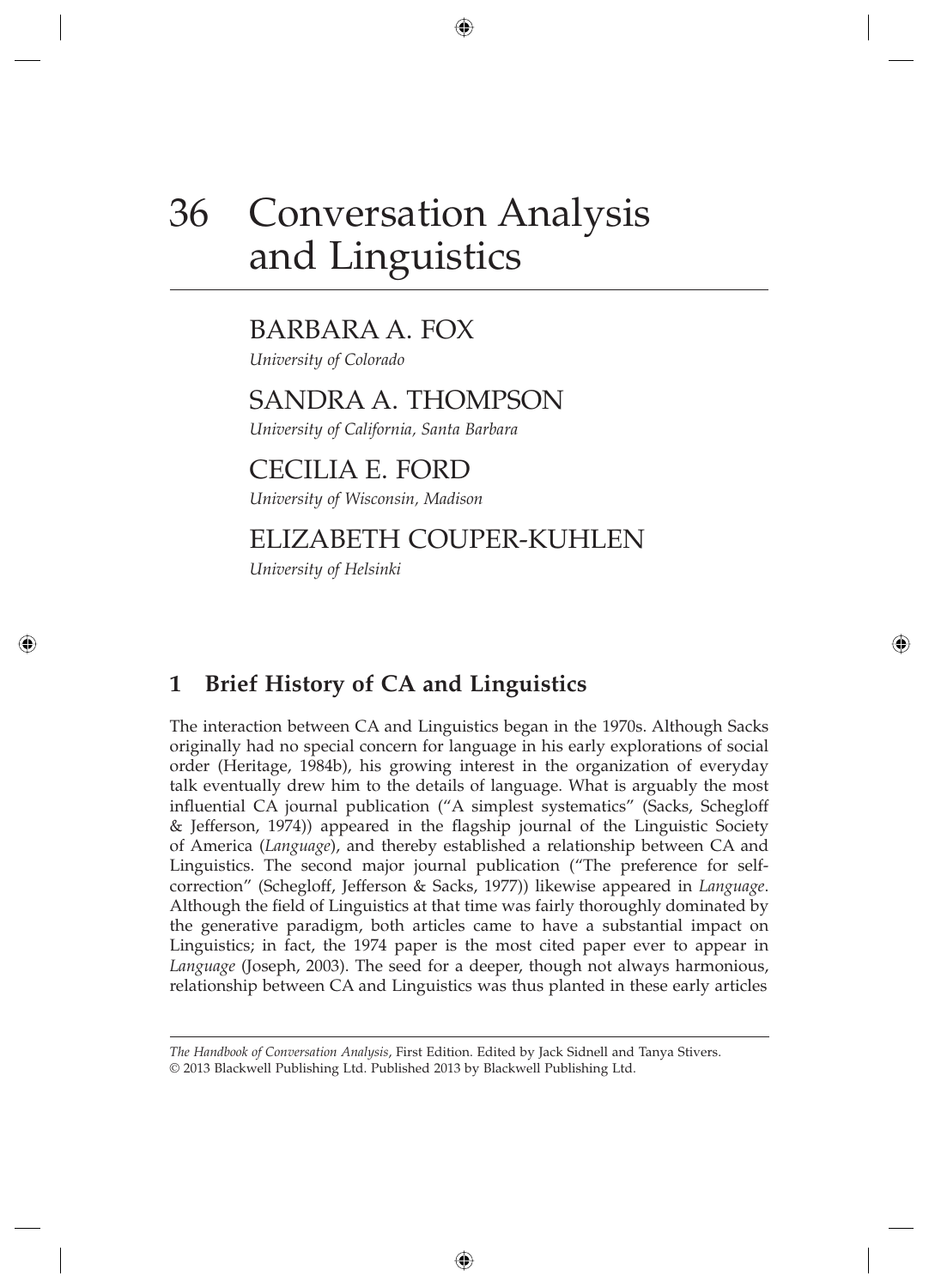# 36 Conversation Analysis and Linguistics

BARBARA A. FOX

*University of Colorado*

SANDRA A. THOMPSON

*University of California, Santa Barbara*

CECILIA E. FORD

*University of Wisconsin, Madison*

ELIZABETH COUPER-KUHLEN

*University of Helsinki*

## 1 Brief History of CA and Linguistics

The interaction between CA and Linguistics began in the 1970s. Although Sacks originally had no special concern for language in his early explorations of social order (Heritage, 1984b), his growing interest in the organization of everyday talk eventually drew him to the details of language. What is arguably the most influential CA journal publication ("A simplest systematics" (Sacks, Schegloff & Jefferson, 1974)) appeared in the flagship journal of the Linguistic Society of America (*Language*), and thereby established a relationship between CA and Linguistics. The second major journal publication ("The preference for self-correction" (Schegloff, Jefferson & Sacks, 1977)) likewise appeared in *Language*. Although the field of Linguistics at that time was fairly thoroughly dominated by the generative paradigm, both articles came to have a substantial impact on Linguistics; in fact, the 1974 paper is the most cited paper ever to appear in *Language* (Joseph, 2003). The seed for a deeper, though not always harmonious, relationship between CA and Linguistics was thus planted in these early articles

---

*The Handbook of Conversation Analysis*, First Edition. Edited by Jack Sidnell and Tanya Stivers.
© 2013 Blackwell Publishing Ltd. Published 2013 by Blackwell Publishing Ltd.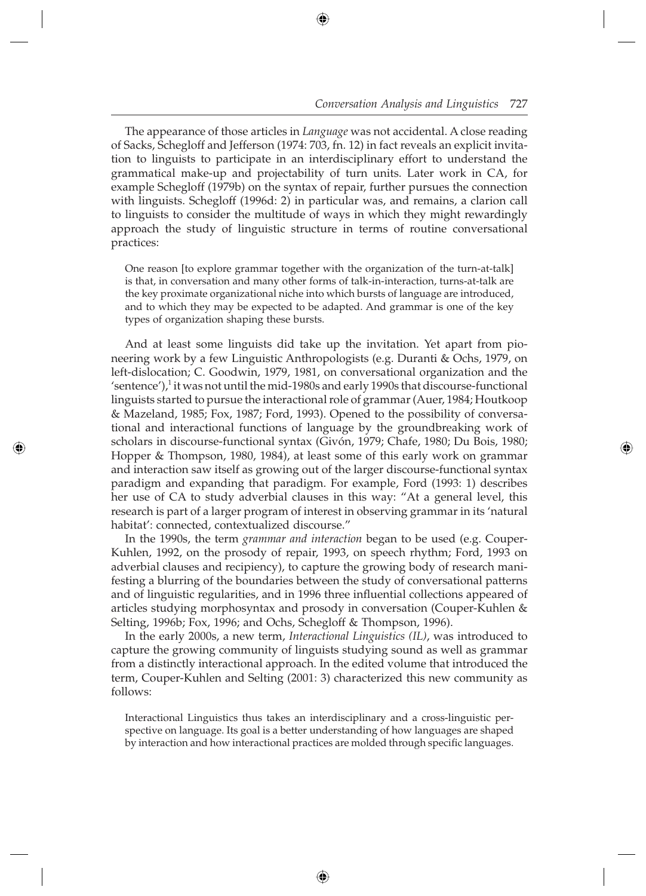The appearance of those articles in *Language* was not accidental. A close reading of Sacks, Schegloff and Jefferson (1974: 703, fn. 12) in fact reveals an explicit invitation to linguists to participate in an interdisciplinary effort to understand the grammatical make-up and projectability of turn units. Later work in CA, for example Schegloff (1979b) on the syntax of repair, further pursues the connection with linguists. Schegloff (1996d: 2) in particular was, and remains, a clarion call to linguists to consider the multitude of ways in which they might rewardingly approach the study of linguistic structure in terms of routine conversational practices:

> One reason [to explore grammar together with the organization of the turn-at-talk] is that, in conversation and many other forms of talk-in-interaction, turns-at-talk are the key proximate organizational niche into which bursts of language are introduced, and to which they may be expected to be adapted. And grammar is one of the key types of organization shaping these bursts.

And at least some linguists did take up the invitation. Yet apart from pioneering work by a few Linguistic Anthropologists (e.g. Duranti & Ochs, 1979, on left-dislocation; C. Goodwin, 1979, 1981, on conversational organization and the 'sentence'),[1] it was not until the mid-1980s and early 1990s that discourse-functional linguists started to pursue the interactional role of grammar (Auer, 1984; Houtkoop & Mazeland, 1985; Fox, 1987; Ford, 1993). Opened to the possibility of conversational and interactional functions of language by the groundbreaking work of scholars in discourse-functional syntax (Givón, 1979; Chafe, 1980; Du Bois, 1980; Hopper & Thompson, 1980, 1984), at least some of this early work on grammar and interaction saw itself as growing out of the larger discourse-functional syntax paradigm and expanding that paradigm. For example, Ford (1993: 1) describes her use of CA to study adverbial clauses in this way: "At a general level, this research is part of a larger program of interest in observing grammar in its 'natural habitat': connected, contextualized discourse."

In the 1990s, the term *grammar and interaction* began to be used (e.g. Couper-Kuhlen, 1992, on the prosody of repair, 1993, on speech rhythm; Ford, 1993 on adverbial clauses and recipiency), to capture the growing body of research manifesting a blurring of the boundaries between the study of conversational patterns and of linguistic regularities, and in 1996 three influential collections appeared of articles studying morphosyntax and prosody in conversation (Couper-Kuhlen & Selting, 1996b; Fox, 1996; and Ochs, Schegloff & Thompson, 1996).

In the early 2000s, a new term, *Interactional Linguistics (IL)*, was introduced to capture the growing community of linguists studying sound as well as grammar from a distinctly interactional approach. In the edited volume that introduced the term, Couper-Kuhlen and Selting (2001: 3) characterized this new community as follows:

> Interactional Linguistics thus takes an interdisciplinary and a cross-linguistic perspective on language. Its goal is a better understanding of how languages are shaped by interaction and how interactional practices are molded through specific languages.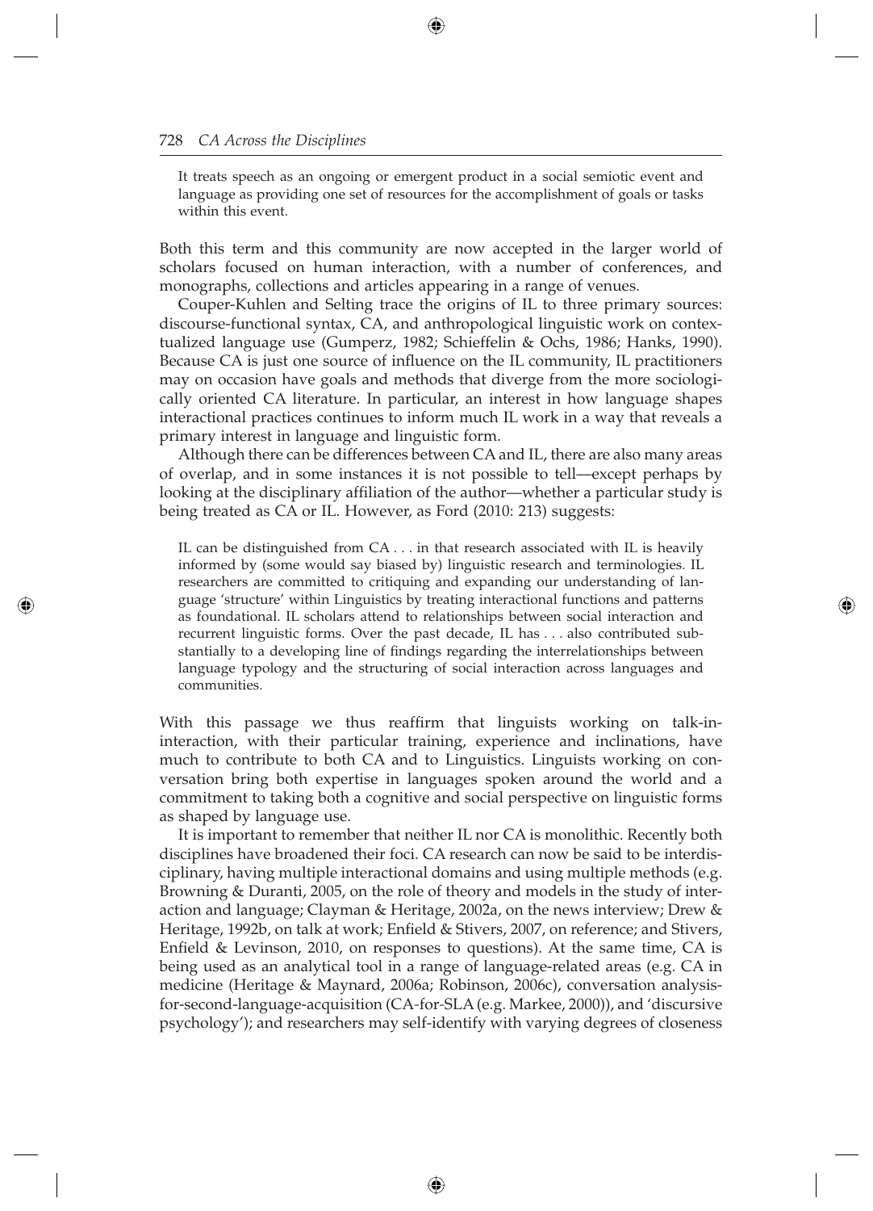> It treats speech as an ongoing or emergent product in a social semiotic event and language as providing one set of resources for the accomplishment of goals or tasks within this event.

Both this term and this community are now accepted in the larger world of scholars focused on human interaction, with a number of conferences, and monographs, collections and articles appearing in a range of venues.

Couper-Kuhlen and Selting trace the origins of IL to three primary sources: discourse-functional syntax, CA, and anthropological linguistic work on contextualized language use (Gumperz, 1982; Schieffelin & Ochs, 1986; Hanks, 1990). Because CA is just one source of influence on the IL community, IL practitioners may on occasion have goals and methods that diverge from the more sociologically oriented CA literature. In particular, an interest in how language shapes interactional practices continues to inform much IL work in a way that reveals a primary interest in language and linguistic form.

Although there can be differences between CA and IL, there are also many areas of overlap, and in some instances it is not possible to tell—except perhaps by looking at the disciplinary affiliation of the author—whether a particular study is being treated as CA or IL. However, as Ford (2010: 213) suggests:

> IL can be distinguished from CA . . . in that research associated with IL is heavily informed by (some would say biased by) linguistic research and terminologies. IL researchers are committed to critiquing and expanding our understanding of language 'structure' within Linguistics by treating interactional functions and patterns as foundational. IL scholars attend to relationships between social interaction and recurrent linguistic forms. Over the past decade, IL has . . . also contributed substantially to a developing line of findings regarding the interrelationships between language typology and the structuring of social interaction across languages and communities.

With this passage we thus reaffirm that linguists working on talk-in-interaction, with their particular training, experience and inclinations, have much to contribute to both CA and to Linguistics. Linguists working on conversation bring both expertise in languages spoken around the world and a commitment to taking both a cognitive and social perspective on linguistic forms as shaped by language use.

It is important to remember that neither IL nor CA is monolithic. Recently both disciplines have broadened their foci. CA research can now be said to be interdisciplinary, having multiple interactional domains and using multiple methods (e.g. Browning & Duranti, 2005, on the role of theory and models in the study of interaction and language; Clayman & Heritage, 2002a, on the news interview; Drew & Heritage, 1992b, on talk at work; Enfield & Stivers, 2007, on reference; and Stivers, Enfield & Levinson, 2010, on responses to questions). At the same time, CA is being used as an analytical tool in a range of language-related areas (e.g. CA in medicine (Heritage & Maynard, 2006a; Robinson, 2006c), conversation analysis-for-second-language-acquisition (CA-for-SLA (e.g. Markee, 2000)), and 'discursive psychology'); and researchers may self-identify with varying degrees of closeness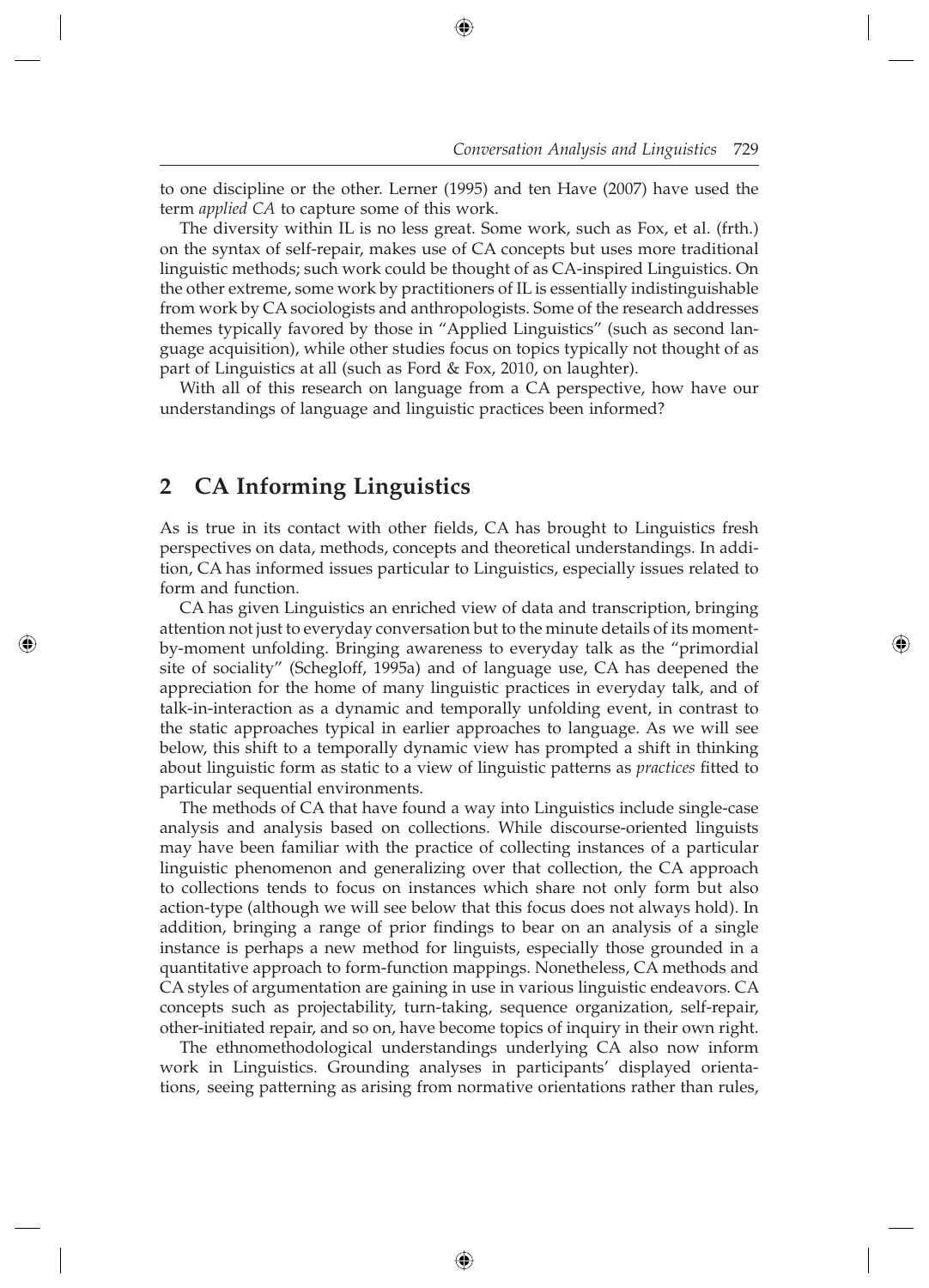to one discipline or the other. Lerner (1995) and ten Have (2007) have used the term *applied CA* to capture some of this work.

The diversity within IL is no less great. Some work, such as Fox, et al. (frth.) on the syntax of self-repair, makes use of CA concepts but uses more traditional linguistic methods; such work could be thought of as CA-inspired Linguistics. On the other extreme, some work by practitioners of IL is essentially indistinguishable from work by CA sociologists and anthropologists. Some of the research addresses themes typically favored by those in "Applied Linguistics" (such as second language acquisition), while other studies focus on topics typically not thought of as part of Linguistics at all (such as Ford & Fox, 2010, on laughter).

With all of this research on language from a CA perspective, how have our understandings of language and linguistic practices been informed?

## 2 CA Informing Linguistics

As is true in its contact with other fields, CA has brought to Linguistics fresh perspectives on data, methods, concepts and theoretical understandings. In addition, CA has informed issues particular to Linguistics, especially issues related to form and function.

CA has given Linguistics an enriched view of data and transcription, bringing attention not just to everyday conversation but to the minute details of its moment-by-moment unfolding. Bringing awareness to everyday talk as the "primordial site of sociality" (Schegloff, 1995a) and of language use, CA has deepened the appreciation for the home of many linguistic practices in everyday talk, and of talk-in-interaction as a dynamic and temporally unfolding event, in contrast to the static approaches typical in earlier approaches to language. As we will see below, this shift to a temporally dynamic view has prompted a shift in thinking about linguistic form as static to a view of linguistic patterns as *practices* fitted to particular sequential environments.

The methods of CA that have found a way into Linguistics include single-case analysis and analysis based on collections. While discourse-oriented linguists may have been familiar with the practice of collecting instances of a particular linguistic phenomenon and generalizing over that collection, the CA approach to collections tends to focus on instances which share not only form but also action-type (although we will see below that this focus does not always hold). In addition, bringing a range of prior findings to bear on an analysis of a single instance is perhaps a new method for linguists, especially those grounded in a quantitative approach to form-function mappings. Nonetheless, CA methods and CA styles of argumentation are gaining in use in various linguistic endeavors. CA concepts such as projectability, turn-taking, sequence organization, self-repair, other-initiated repair, and so on, have become topics of inquiry in their own right.

The ethnomethodological understandings underlying CA also now inform work in Linguistics. Grounding analyses in participants' displayed orientations, seeing patterning as arising from normative orientations rather than rules,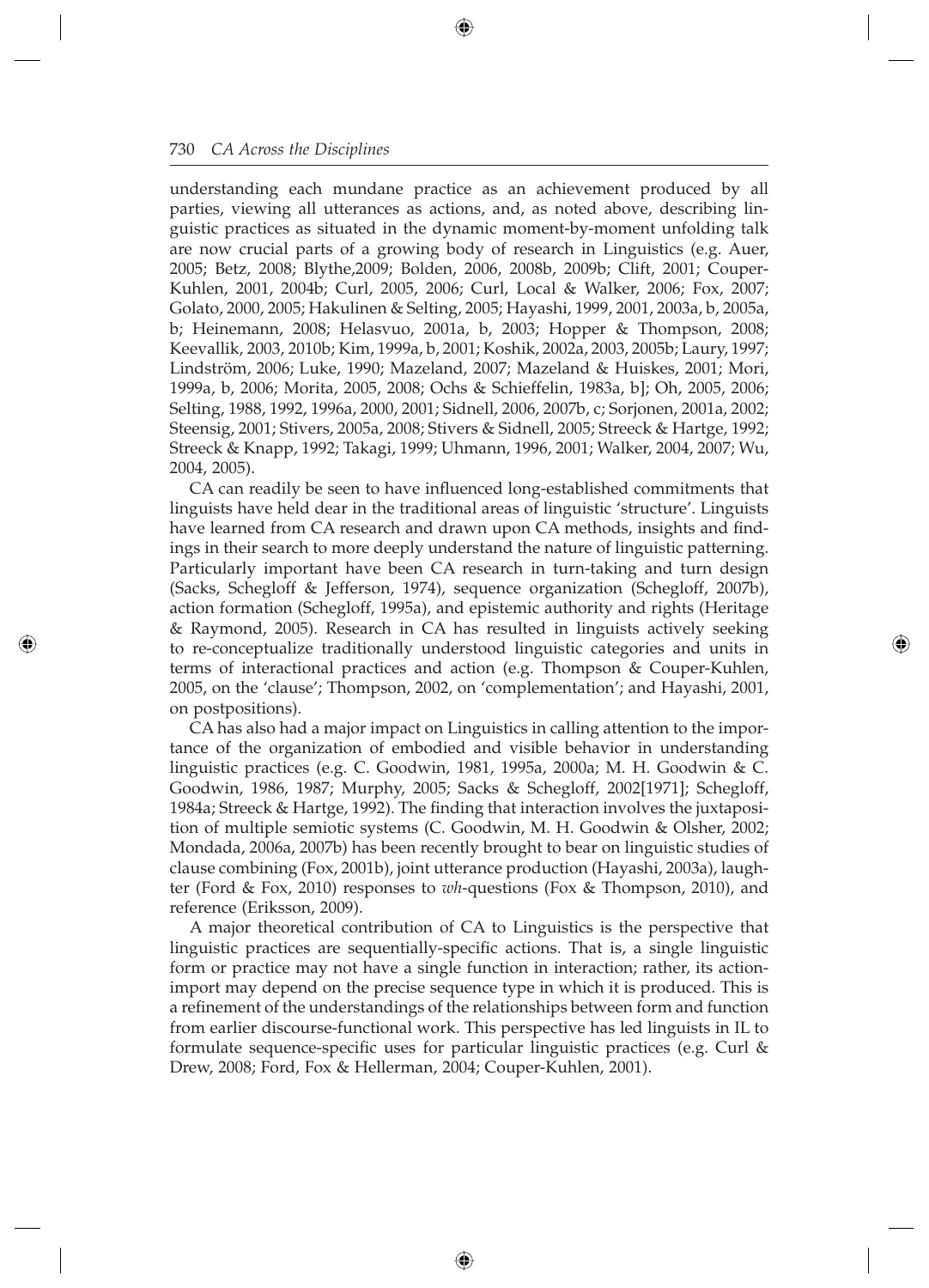understanding each mundane practice as an achievement produced by all parties, viewing all utterances as actions, and, as noted above, describing linguistic practices as situated in the dynamic moment-by-moment unfolding talk are now crucial parts of a growing body of research in Linguistics (e.g. Auer, 2005; Betz, 2008; Blythe,2009; Bolden, 2006, 2008b, 2009b; Clift, 2001; Couper-Kuhlen, 2001, 2004b; Curl, 2005, 2006; Curl, Local & Walker, 2006; Fox, 2007; Golato, 2000, 2005; Hakulinen & Selting, 2005; Hayashi, 1999, 2001, 2003a, b, 2005a, b; Heinemann, 2008; Helasvuo, 2001a, b, 2003; Hopper & Thompson, 2008; Keevallik, 2003, 2010b; Kim, 1999a, b, 2001; Koshik, 2002a, 2003, 2005b; Laury, 1997; Lindström, 2006; Luke, 1990; Mazeland, 2007; Mazeland & Huiskes, 2001; Mori, 1999a, b, 2006; Morita, 2005, 2008; Ochs & Schieffelin, 1983a, b]; Oh, 2005, 2006; Selting, 1988, 1992, 1996a, 2000, 2001; Sidnell, 2006, 2007b, c; Sorjonen, 2001a, 2002; Steensig, 2001; Stivers, 2005a, 2008; Stivers & Sidnell, 2005; Streeck & Hartge, 1992; Streeck & Knapp, 1992; Takagi, 1999; Uhmann, 1996, 2001; Walker, 2004, 2007; Wu, 2004, 2005).

CA can readily be seen to have influenced long-established commitments that linguists have held dear in the traditional areas of linguistic 'structure'. Linguists have learned from CA research and drawn upon CA methods, insights and findings in their search to more deeply understand the nature of linguistic patterning. Particularly important have been CA research in turn-taking and turn design (Sacks, Schegloff & Jefferson, 1974), sequence organization (Schegloff, 2007b), action formation (Schegloff, 1995a), and epistemic authority and rights (Heritage & Raymond, 2005). Research in CA has resulted in linguists actively seeking to re-conceptualize traditionally understood linguistic categories and units in terms of interactional practices and action (e.g. Thompson & Couper-Kuhlen, 2005, on the 'clause'; Thompson, 2002, on 'complementation'; and Hayashi, 2001, on postpositions).

CA has also had a major impact on Linguistics in calling attention to the importance of the organization of embodied and visible behavior in understanding linguistic practices (e.g. C. Goodwin, 1981, 1995a, 2000a; M. H. Goodwin & C. Goodwin, 1986, 1987; Murphy, 2005; Sacks & Schegloff, 2002[1971]; Schegloff, 1984a; Streeck & Hartge, 1992). The finding that interaction involves the juxtaposition of multiple semiotic systems (C. Goodwin, M. H. Goodwin & Olsher, 2002; Mondada, 2006a, 2007b) has been recently brought to bear on linguistic studies of clause combining (Fox, 2001b), joint utterance production (Hayashi, 2003a), laughter (Ford & Fox, 2010) responses to *wh*-questions (Fox & Thompson, 2010), and reference (Eriksson, 2009).

A major theoretical contribution of CA to Linguistics is the perspective that linguistic practices are sequentially-specific actions. That is, a single linguistic form or practice may not have a single function in interaction; rather, its action-import may depend on the precise sequence type in which it is produced. This is a refinement of the understandings of the relationships between form and function from earlier discourse-functional work. This perspective has led linguists in IL to formulate sequence-specific uses for particular linguistic practices (e.g. Curl & Drew, 2008; Ford, Fox & Hellerman, 2004; Couper-Kuhlen, 2001).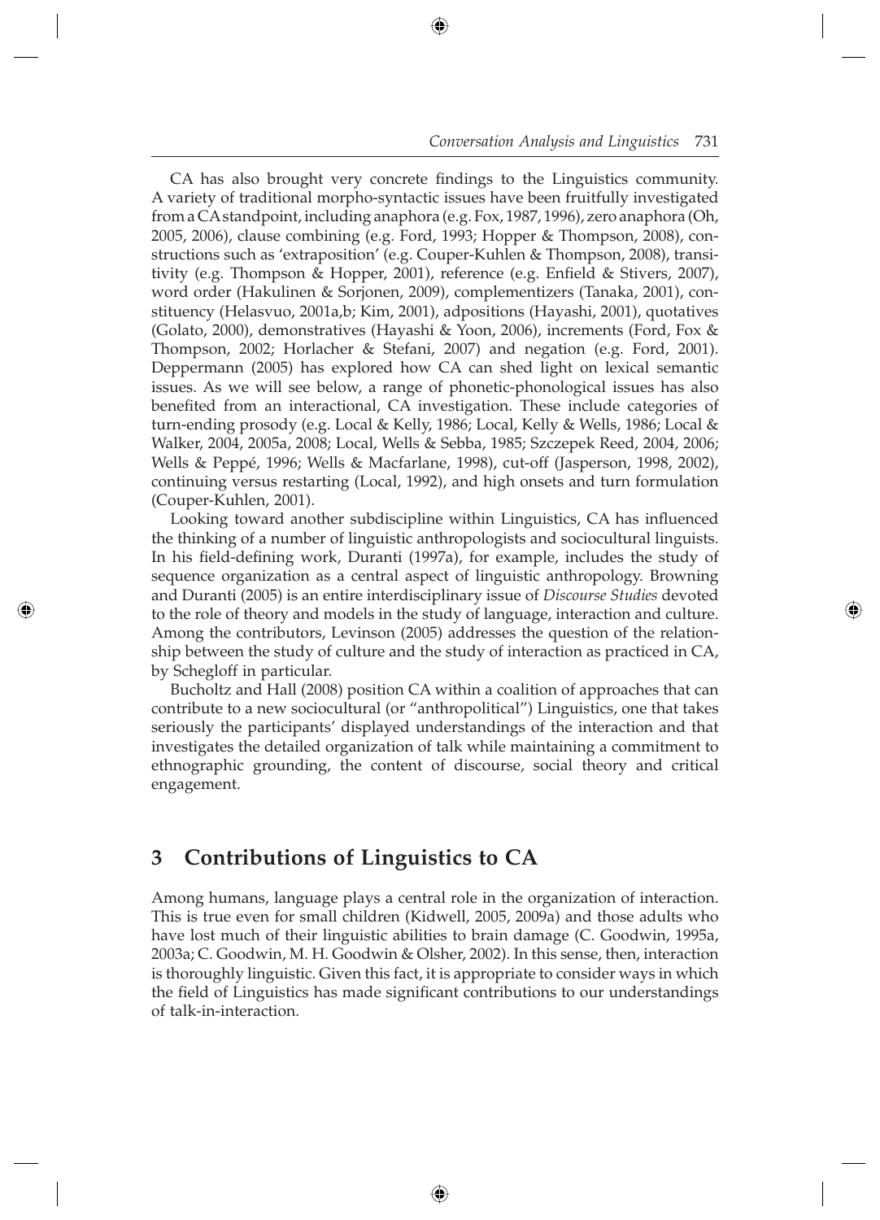CA has also brought very concrete findings to the Linguistics community. A variety of traditional morpho-syntactic issues have been fruitfully investigated from a CA standpoint, including anaphora (e.g. Fox, 1987, 1996), zero anaphora (Oh, 2005, 2006), clause combining (e.g. Ford, 1993; Hopper & Thompson, 2008), constructions such as 'extraposition' (e.g. Couper-Kuhlen & Thompson, 2008), transitivity (e.g. Thompson & Hopper, 2001), reference (e.g. Enfield & Stivers, 2007), word order (Hakulinen & Sorjonen, 2009), complementizers (Tanaka, 2001), constituency (Helasvuo, 2001a,b; Kim, 2001), adpositions (Hayashi, 2001), quotatives (Golato, 2000), demonstratives (Hayashi & Yoon, 2006), increments (Ford, Fox & Thompson, 2002; Horlacher & Stefani, 2007) and negation (e.g. Ford, 2001). Deppermann (2005) has explored how CA can shed light on lexical semantic issues. As we will see below, a range of phonetic-phonological issues has also benefited from an interactional, CA investigation. These include categories of turn-ending prosody (e.g. Local & Kelly, 1986; Local, Kelly & Wells, 1986; Local & Walker, 2004, 2005a, 2008; Local, Wells & Sebba, 1985; Szczepek Reed, 2004, 2006; Wells & Peppé, 1996; Wells & Macfarlane, 1998), cut-off (Jasperson, 1998, 2002), continuing versus restarting (Local, 1992), and high onsets and turn formulation (Couper-Kuhlen, 2001).

Looking toward another subdiscipline within Linguistics, CA has influenced the thinking of a number of linguistic anthropologists and sociocultural linguists. In his field-defining work, Duranti (1997a), for example, includes the study of sequence organization as a central aspect of linguistic anthropology. Browning and Duranti (2005) is an entire interdisciplinary issue of *Discourse Studies* devoted to the role of theory and models in the study of language, interaction and culture. Among the contributors, Levinson (2005) addresses the question of the relationship between the study of culture and the study of interaction as practiced in CA, by Schegloff in particular.

Bucholtz and Hall (2008) position CA within a coalition of approaches that can contribute to a new sociocultural (or "anthropolitical") Linguistics, one that takes seriously the participants' displayed understandings of the interaction and that investigates the detailed organization of talk while maintaining a commitment to ethnographic grounding, the content of discourse, social theory and critical engagement.

## 3 Contributions of Linguistics to CA

Among humans, language plays a central role in the organization of interaction. This is true even for small children (Kidwell, 2005, 2009a) and those adults who have lost much of their linguistic abilities to brain damage (C. Goodwin, 1995a, 2003a; C. Goodwin, M. H. Goodwin & Olsher, 2002). In this sense, then, interaction is thoroughly linguistic. Given this fact, it is appropriate to consider ways in which the field of Linguistics has made significant contributions to our understandings of talk-in-interaction.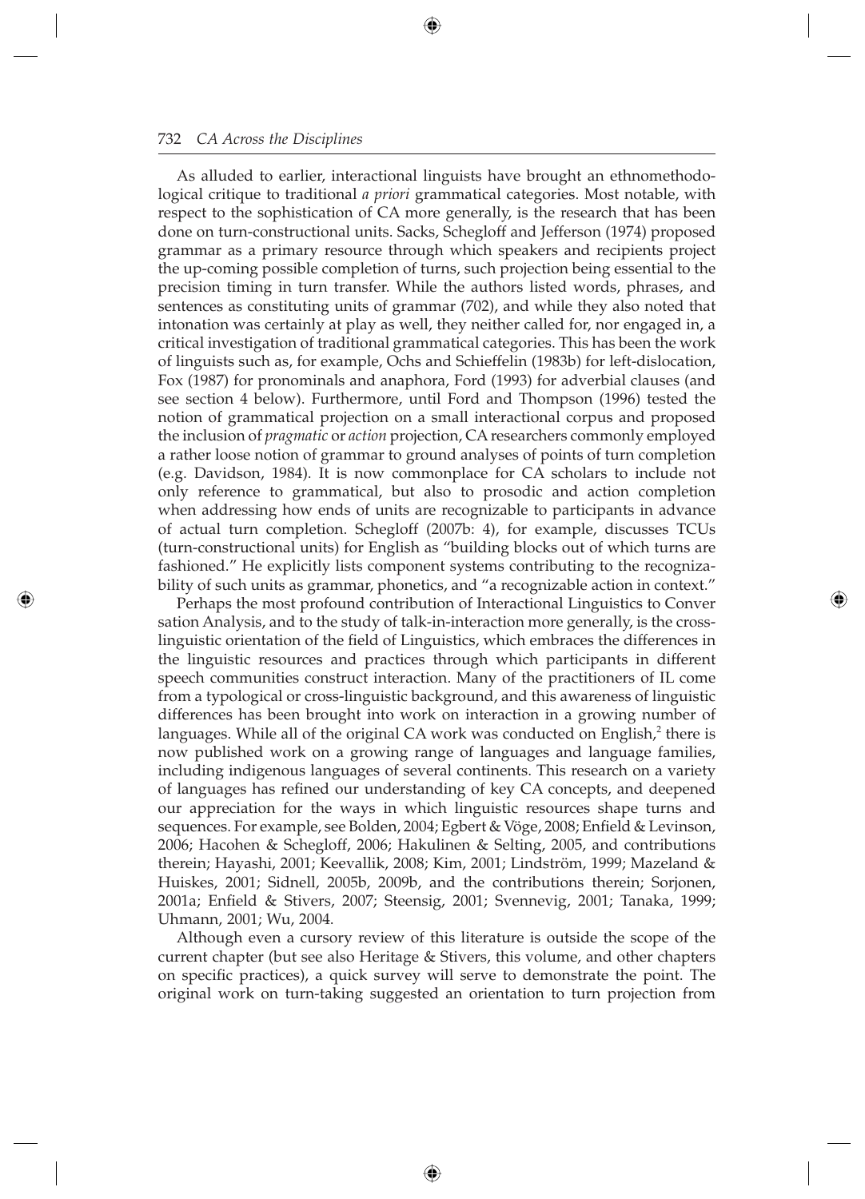As alluded to earlier, interactional linguists have brought an ethnomethodological critique to traditional *a priori* grammatical categories. Most notable, with respect to the sophistication of CA more generally, is the research that has been done on turn-constructional units. Sacks, Schegloff and Jefferson (1974) proposed grammar as a primary resource through which speakers and recipients project the up-coming possible completion of turns, such projection being essential to the precision timing in turn transfer. While the authors listed words, phrases, and sentences as constituting units of grammar (702), and while they also noted that intonation was certainly at play as well, they neither called for, nor engaged in, a critical investigation of traditional grammatical categories. This has been the work of linguists such as, for example, Ochs and Schieffelin (1983b) for left-dislocation, Fox (1987) for pronominals and anaphora, Ford (1993) for adverbial clauses (and see section 4 below). Furthermore, until Ford and Thompson (1996) tested the notion of grammatical projection on a small interactional corpus and proposed the inclusion of *pragmatic* or *action* projection, CA researchers commonly employed a rather loose notion of grammar to ground analyses of points of turn completion (e.g. Davidson, 1984). It is now commonplace for CA scholars to include not only reference to grammatical, but also to prosodic and action completion when addressing how ends of units are recognizable to participants in advance of actual turn completion. Schegloff (2007b: 4), for example, discusses TCUs (turn-constructional units) for English as "building blocks out of which turns are fashioned." He explicitly lists component systems contributing to the recognizability of such units as grammar, phonetics, and "a recognizable action in context."

Perhaps the most profound contribution of Interactional Linguistics to Conversation Analysis, and to the study of talk-in-interaction more generally, is the cross-linguistic orientation of the field of Linguistics, which embraces the differences in the linguistic resources and practices through which participants in different speech communities construct interaction. Many of the practitioners of IL come from a typological or cross-linguistic background, and this awareness of linguistic differences has been brought into work on interaction in a growing number of languages. While all of the original CA work was conducted on English,[2] there is now published work on a growing range of languages and language families, including indigenous languages of several continents. This research on a variety of languages has refined our understanding of key CA concepts, and deepened our appreciation for the ways in which linguistic resources shape turns and sequences. For example, see Bolden, 2004; Egbert & Vöge, 2008; Enfield & Levinson, 2006; Hacohen & Schegloff, 2006; Hakulinen & Selting, 2005, and contributions therein; Hayashi, 2001; Keevallik, 2008; Kim, 2001; Lindström, 1999; Mazeland & Huiskes, 2001; Sidnell, 2005b, 2009b, and the contributions therein; Sorjonen, 2001a; Enfield & Stivers, 2007; Steensig, 2001; Svennevig, 2001; Tanaka, 1999; Uhmann, 2001; Wu, 2004.

Although even a cursory review of this literature is outside the scope of the current chapter (but see also Heritage & Stivers, this volume, and other chapters on specific practices), a quick survey will serve to demonstrate the point. The original work on turn-taking suggested an orientation to turn projection from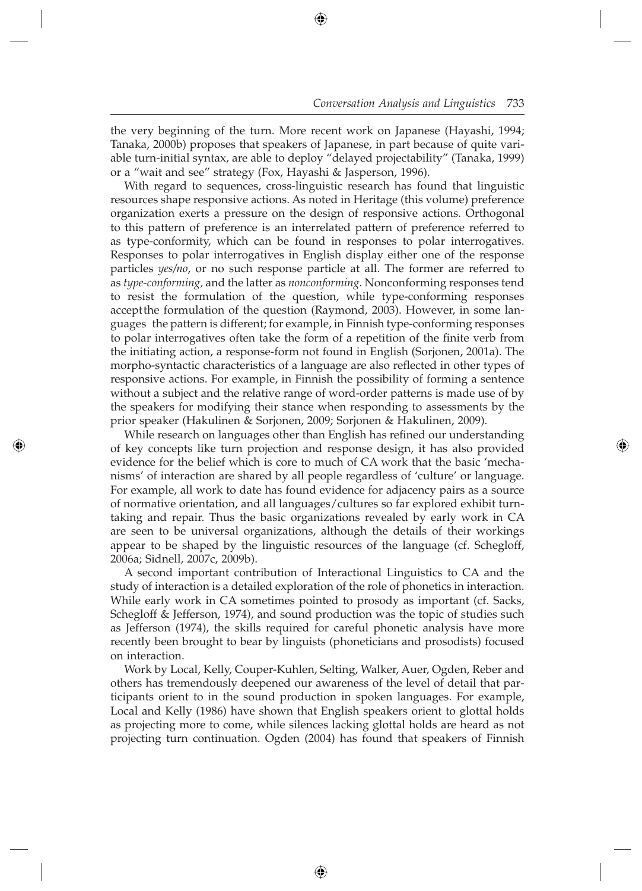the very beginning of the turn. More recent work on Japanese (Hayashi, 1994; Tanaka, 2000b) proposes that speakers of Japanese, in part because of quite variable turn-initial syntax, are able to deploy "delayed projectability" (Tanaka, 1999) or a "wait and see" strategy (Fox, Hayashi & Jasperson, 1996).

With regard to sequences, cross-linguistic research has found that linguistic resources shape responsive actions. As noted in Heritage (this volume) preference organization exerts a pressure on the design of responsive actions. Orthogonal to this pattern of preference is an interrelated pattern of preference referred to as type-conformity, which can be found in responses to polar interrogatives. Responses to polar interrogatives in English display either one of the response particles *yes/no*, or no such response particle at all. The former are referred to as *type-conforming*, and the latter as *nonconforming*. Nonconforming responses tend to resist the formulation of the question, while type-conforming responses acceptthe formulation of the question (Raymond, 2003). However, in some languages the pattern is different; for example, in Finnish type-conforming responses to polar interrogatives often take the form of a repetition of the finite verb from the initiating action, a response-form not found in English (Sorjonen, 2001a). The morpho-syntactic characteristics of a language are also reflected in other types of responsive actions. For example, in Finnish the possibility of forming a sentence without a subject and the relative range of word-order patterns is made use of by the speakers for modifying their stance when responding to assessments by the prior speaker (Hakulinen & Sorjonen, 2009; Sorjonen & Hakulinen, 2009).

While research on languages other than English has refined our understanding of key concepts like turn projection and response design, it has also provided evidence for the belief which is core to much of CA work that the basic 'mechanisms' of interaction are shared by all people regardless of 'culture' or language. For example, all work to date has found evidence for adjacency pairs as a source of normative orientation, and all languages/cultures so far explored exhibit turn-taking and repair. Thus the basic organizations revealed by early work in CA are seen to be universal organizations, although the details of their workings appear to be shaped by the linguistic resources of the language (cf. Schegloff, 2006a; Sidnell, 2007c, 2009b).

A second important contribution of Interactional Linguistics to CA and the study of interaction is a detailed exploration of the role of phonetics in interaction. While early work in CA sometimes pointed to prosody as important (cf. Sacks, Schegloff & Jefferson, 1974), and sound production was the topic of studies such as Jefferson (1974), the skills required for careful phonetic analysis have more recently been brought to bear by linguists (phoneticians and prosodists) focused on interaction.

Work by Local, Kelly, Couper-Kuhlen, Selting, Walker, Auer, Ogden, Reber and others has tremendously deepened our awareness of the level of detail that participants orient to in the sound production in spoken languages. For example, Local and Kelly (1986) have shown that English speakers orient to glottal holds as projecting more to come, while silences lacking glottal holds are heard as not projecting turn continuation. Ogden (2004) has found that speakers of Finnish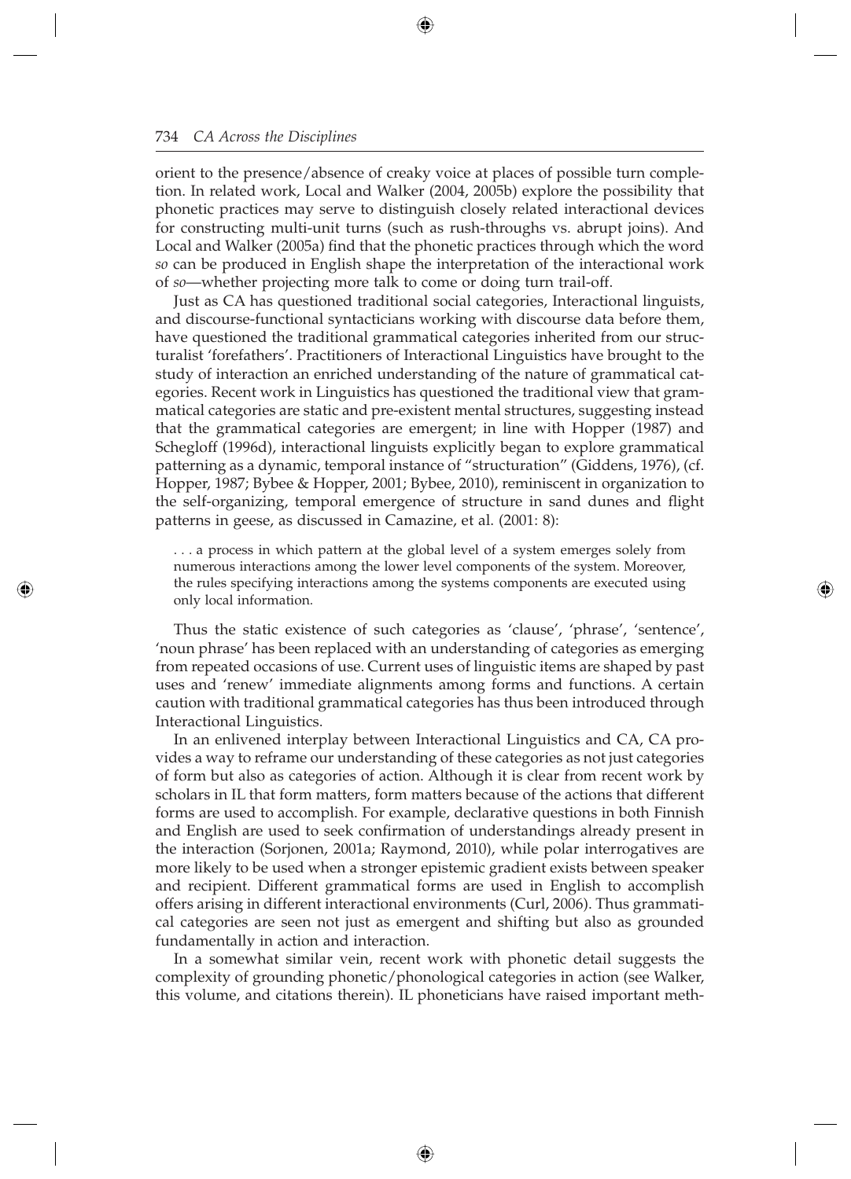orient to the presence/absence of creaky voice at places of possible turn completion. In related work, Local and Walker (2004, 2005b) explore the possibility that phonetic practices may serve to distinguish closely related interactional devices for constructing multi-unit turns (such as rush-throughs vs. abrupt joins). And Local and Walker (2005a) find that the phonetic practices through which the word *so* can be produced in English shape the interpretation of the interactional work of *so*—whether projecting more talk to come or doing turn trail-off.

Just as CA has questioned traditional social categories, Interactional linguists, and discourse-functional syntacticians working with discourse data before them, have questioned the traditional grammatical categories inherited from our structuralist 'forefathers'. Practitioners of Interactional Linguistics have brought to the study of interaction an enriched understanding of the nature of grammatical categories. Recent work in Linguistics has questioned the traditional view that grammatical categories are static and pre-existent mental structures, suggesting instead that the grammatical categories are emergent; in line with Hopper (1987) and Schegloff (1996d), interactional linguists explicitly began to explore grammatical patterning as a dynamic, temporal instance of "structuration" (Giddens, 1976), (cf. Hopper, 1987; Bybee & Hopper, 2001; Bybee, 2010), reminiscent in organization to the self-organizing, temporal emergence of structure in sand dunes and flight patterns in geese, as discussed in Camazine, et al. (2001: 8):

> . . . a process in which pattern at the global level of a system emerges solely from numerous interactions among the lower level components of the system. Moreover, the rules specifying interactions among the systems components are executed using only local information.

Thus the static existence of such categories as 'clause', 'phrase', 'sentence', 'noun phrase' has been replaced with an understanding of categories as emerging from repeated occasions of use. Current uses of linguistic items are shaped by past uses and 'renew' immediate alignments among forms and functions. A certain caution with traditional grammatical categories has thus been introduced through Interactional Linguistics.

In an enlivened interplay between Interactional Linguistics and CA, CA provides a way to reframe our understanding of these categories as not just categories of form but also as categories of action. Although it is clear from recent work by scholars in IL that form matters, form matters because of the actions that different forms are used to accomplish. For example, declarative questions in both Finnish and English are used to seek confirmation of understandings already present in the interaction (Sorjonen, 2001a; Raymond, 2010), while polar interrogatives are more likely to be used when a stronger epistemic gradient exists between speaker and recipient. Different grammatical forms are used in English to accomplish offers arising in different interactional environments (Curl, 2006). Thus grammatical categories are seen not just as emergent and shifting but also as grounded fundamentally in action and interaction.

In a somewhat similar vein, recent work with phonetic detail suggests the complexity of grounding phonetic/phonological categories in action (see Walker, this volume, and citations therein). IL phoneticians have raised important meth-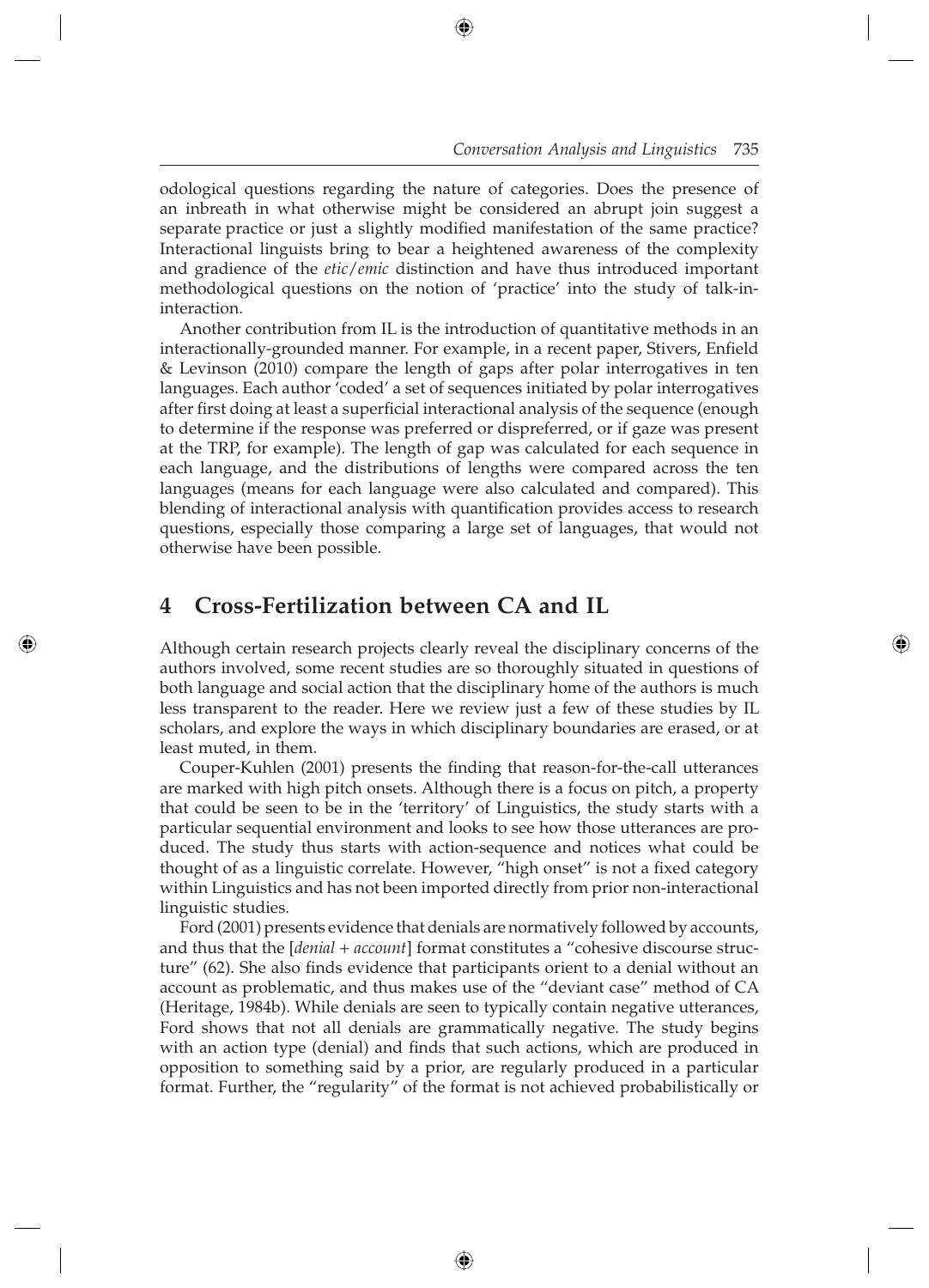odological questions regarding the nature of categories. Does the presence of an inbreath in what otherwise might be considered an abrupt join suggest a separate practice or just a slightly modified manifestation of the same practice? Interactional linguists bring to bear a heightened awareness of the complexity and gradience of the *etic*/*emic* distinction and have thus introduced important methodological questions on the notion of 'practice' into the study of talk-in-interaction.

Another contribution from IL is the introduction of quantitative methods in an interactionally-grounded manner. For example, in a recent paper, Stivers, Enfield & Levinson (2010) compare the length of gaps after polar interrogatives in ten languages. Each author 'coded' a set of sequences initiated by polar interrogatives after first doing at least a superficial interactional analysis of the sequence (enough to determine if the response was preferred or dispreferred, or if gaze was present at the TRP, for example). The length of gap was calculated for each sequence in each language, and the distributions of lengths were compared across the ten languages (means for each language were also calculated and compared). This blending of interactional analysis with quantification provides access to research questions, especially those comparing a large set of languages, that would not otherwise have been possible.

## 4 Cross-Fertilization between CA and IL

Although certain research projects clearly reveal the disciplinary concerns of the authors involved, some recent studies are so thoroughly situated in questions of both language and social action that the disciplinary home of the authors is much less transparent to the reader. Here we review just a few of these studies by IL scholars, and explore the ways in which disciplinary boundaries are erased, or at least muted, in them.

Couper-Kuhlen (2001) presents the finding that reason-for-the-call utterances are marked with high pitch onsets. Although there is a focus on pitch, a property that could be seen to be in the 'territory' of Linguistics, the study starts with a particular sequential environment and looks to see how those utterances are produced. The study thus starts with action-sequence and notices what could be thought of as a linguistic correlate. However, "high onset" is not a fixed category within Linguistics and has not been imported directly from prior non-interactional linguistic studies.

Ford (2001) presents evidence that denials are normatively followed by accounts, and thus that the [*denial* + *account*] format constitutes a "cohesive discourse structure" (62). She also finds evidence that participants orient to a denial without an account as problematic, and thus makes use of the "deviant case" method of CA (Heritage, 1984b). While denials are seen to typically contain negative utterances, Ford shows that not all denials are grammatically negative. The study begins with an action type (denial) and finds that such actions, which are produced in opposition to something said by a prior, are regularly produced in a particular format. Further, the "regularity" of the format is not achieved probabilistically or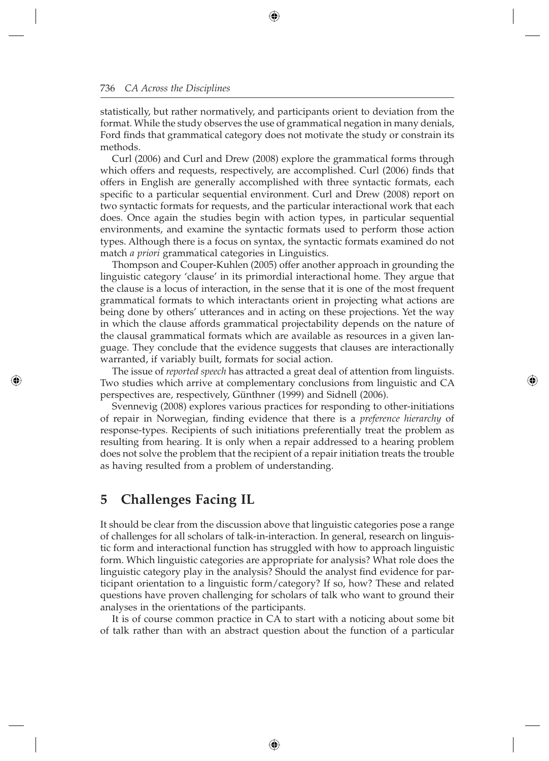statistically, but rather normatively, and participants orient to deviation from the format. While the study observes the use of grammatical negation in many denials, Ford finds that grammatical category does not motivate the study or constrain its methods.

Curl (2006) and Curl and Drew (2008) explore the grammatical forms through which offers and requests, respectively, are accomplished. Curl (2006) finds that offers in English are generally accomplished with three syntactic formats, each specific to a particular sequential environment. Curl and Drew (2008) report on two syntactic formats for requests, and the particular interactional work that each does. Once again the studies begin with action types, in particular sequential environments, and examine the syntactic formats used to perform those action types. Although there is a focus on syntax, the syntactic formats examined do not match *a priori* grammatical categories in Linguistics.

Thompson and Couper-Kuhlen (2005) offer another approach in grounding the linguistic category 'clause' in its primordial interactional home. They argue that the clause is a locus of interaction, in the sense that it is one of the most frequent grammatical formats to which interactants orient in projecting what actions are being done by others' utterances and in acting on these projections. Yet the way in which the clause affords grammatical projectability depends on the nature of the clausal grammatical formats which are available as resources in a given language. They conclude that the evidence suggests that clauses are interactionally warranted, if variably built, formats for social action.

The issue of *reported speech* has attracted a great deal of attention from linguists. Two studies which arrive at complementary conclusions from linguistic and CA perspectives are, respectively, Günthner (1999) and Sidnell (2006).

Svennevig (2008) explores various practices for responding to other-initiations of repair in Norwegian, finding evidence that there is a *preference hierarchy* of response-types. Recipients of such initiations preferentially treat the problem as resulting from hearing. It is only when a repair addressed to a hearing problem does not solve the problem that the recipient of a repair initiation treats the trouble as having resulted from a problem of understanding.

## 5 Challenges Facing IL

It should be clear from the discussion above that linguistic categories pose a range of challenges for all scholars of talk-in-interaction. In general, research on linguistic form and interactional function has struggled with how to approach linguistic form. Which linguistic categories are appropriate for analysis? What role does the linguistic category play in the analysis? Should the analyst find evidence for participant orientation to a linguistic form/category? If so, how? These and related questions have proven challenging for scholars of talk who want to ground their analyses in the orientations of the participants.

It is of course common practice in CA to start with a noticing about some bit of talk rather than with an abstract question about the function of a particular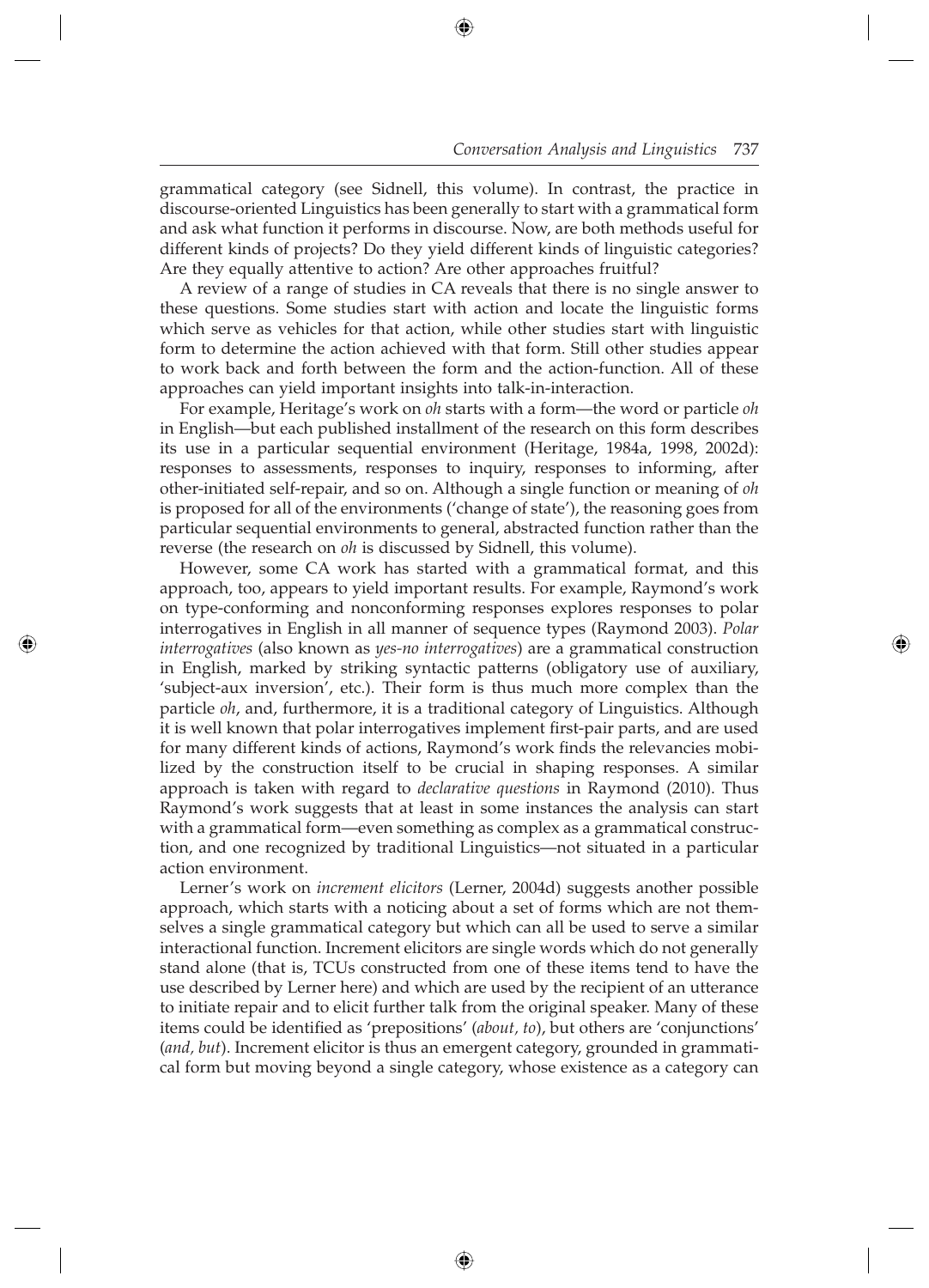grammatical category (see Sidnell, this volume). In contrast, the practice in discourse-oriented Linguistics has been generally to start with a grammatical form and ask what function it performs in discourse. Now, are both methods useful for different kinds of projects? Do they yield different kinds of linguistic categories? Are they equally attentive to action? Are other approaches fruitful?

A review of a range of studies in CA reveals that there is no single answer to these questions. Some studies start with action and locate the linguistic forms which serve as vehicles for that action, while other studies start with linguistic form to determine the action achieved with that form. Still other studies appear to work back and forth between the form and the action-function. All of these approaches can yield important insights into talk-in-interaction.

For example, Heritage's work on *oh* starts with a form—the word or particle *oh* in English—but each published installment of the research on this form describes its use in a particular sequential environment (Heritage, 1984a, 1998, 2002d): responses to assessments, responses to inquiry, responses to informing, after other-initiated self-repair, and so on. Although a single function or meaning of *oh* is proposed for all of the environments ('change of state'), the reasoning goes from particular sequential environments to general, abstracted function rather than the reverse (the research on *oh* is discussed by Sidnell, this volume).

However, some CA work has started with a grammatical format, and this approach, too, appears to yield important results. For example, Raymond's work on type-conforming and nonconforming responses explores responses to polar interrogatives in English in all manner of sequence types (Raymond 2003). *Polar interrogatives* (also known as *yes-no interrogatives*) are a grammatical construction in English, marked by striking syntactic patterns (obligatory use of auxiliary, 'subject-aux inversion', etc.). Their form is thus much more complex than the particle *oh*, and, furthermore, it is a traditional category of Linguistics. Although it is well known that polar interrogatives implement first-pair parts, and are used for many different kinds of actions, Raymond's work finds the relevancies mobilized by the construction itself to be crucial in shaping responses. A similar approach is taken with regard to *declarative questions* in Raymond (2010). Thus Raymond's work suggests that at least in some instances the analysis can start with a grammatical form—even something as complex as a grammatical construction, and one recognized by traditional Linguistics—not situated in a particular action environment.

Lerner's work on *increment elicitors* (Lerner, 2004d) suggests another possible approach, which starts with a noticing about a set of forms which are not themselves a single grammatical category but which can all be used to serve a similar interactional function. Increment elicitors are single words which do not generally stand alone (that is, TCUs constructed from one of these items tend to have the use described by Lerner here) and which are used by the recipient of an utterance to initiate repair and to elicit further talk from the original speaker. Many of these items could be identified as 'prepositions' (*about, to*), but others are 'conjunctions' (*and, but*). Increment elicitor is thus an emergent category, grounded in grammatical form but moving beyond a single category, whose existence as a category can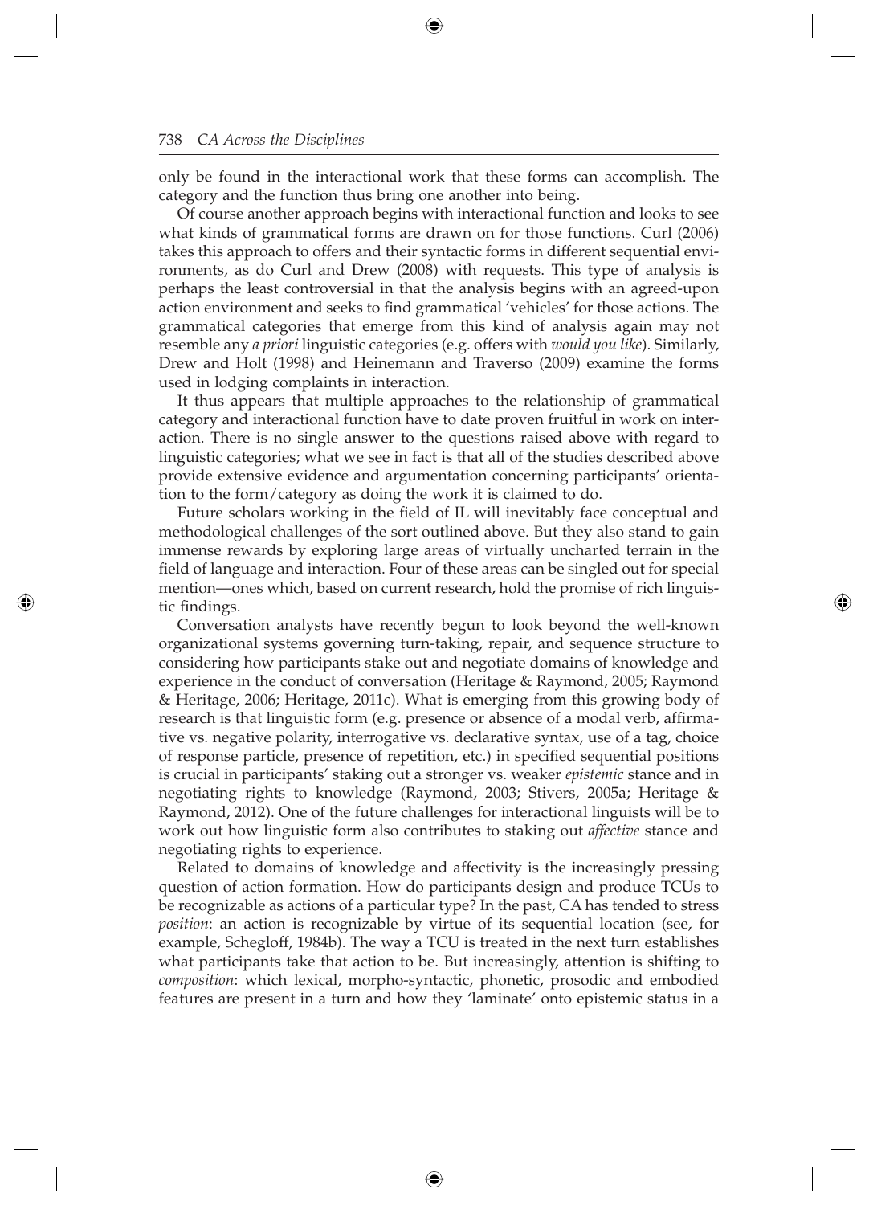only be found in the interactional work that these forms can accomplish. The category and the function thus bring one another into being.

Of course another approach begins with interactional function and looks to see what kinds of grammatical forms are drawn on for those functions. Curl (2006) takes this approach to offers and their syntactic forms in different sequential environments, as do Curl and Drew (2008) with requests. This type of analysis is perhaps the least controversial in that the analysis begins with an agreed-upon action environment and seeks to find grammatical 'vehicles' for those actions. The grammatical categories that emerge from this kind of analysis again may not resemble any *a priori* linguistic categories (e.g. offers with *would you like*). Similarly, Drew and Holt (1998) and Heinemann and Traverso (2009) examine the forms used in lodging complaints in interaction.

It thus appears that multiple approaches to the relationship of grammatical category and interactional function have to date proven fruitful in work on interaction. There is no single answer to the questions raised above with regard to linguistic categories; what we see in fact is that all of the studies described above provide extensive evidence and argumentation concerning participants' orientation to the form/category as doing the work it is claimed to do.

Future scholars working in the field of IL will inevitably face conceptual and methodological challenges of the sort outlined above. But they also stand to gain immense rewards by exploring large areas of virtually uncharted terrain in the field of language and interaction. Four of these areas can be singled out for special mention—ones which, based on current research, hold the promise of rich linguistic findings.

Conversation analysts have recently begun to look beyond the well-known organizational systems governing turn-taking, repair, and sequence structure to considering how participants stake out and negotiate domains of knowledge and experience in the conduct of conversation (Heritage & Raymond, 2005; Raymond & Heritage, 2006; Heritage, 2011c). What is emerging from this growing body of research is that linguistic form (e.g. presence or absence of a modal verb, affirmative vs. negative polarity, interrogative vs. declarative syntax, use of a tag, choice of response particle, presence of repetition, etc.) in specified sequential positions is crucial in participants' staking out a stronger vs. weaker *epistemic* stance and in negotiating rights to knowledge (Raymond, 2003; Stivers, 2005a; Heritage & Raymond, 2012). One of the future challenges for interactional linguists will be to work out how linguistic form also contributes to staking out *affective* stance and negotiating rights to experience.

Related to domains of knowledge and affectivity is the increasingly pressing question of action formation. How do participants design and produce TCUs to be recognizable as actions of a particular type? In the past, CA has tended to stress *position*: an action is recognizable by virtue of its sequential location (see, for example, Schegloff, 1984b). The way a TCU is treated in the next turn establishes what participants take that action to be. But increasingly, attention is shifting to *composition*: which lexical, morpho-syntactic, phonetic, prosodic and embodied features are present in a turn and how they 'laminate' onto epistemic status in a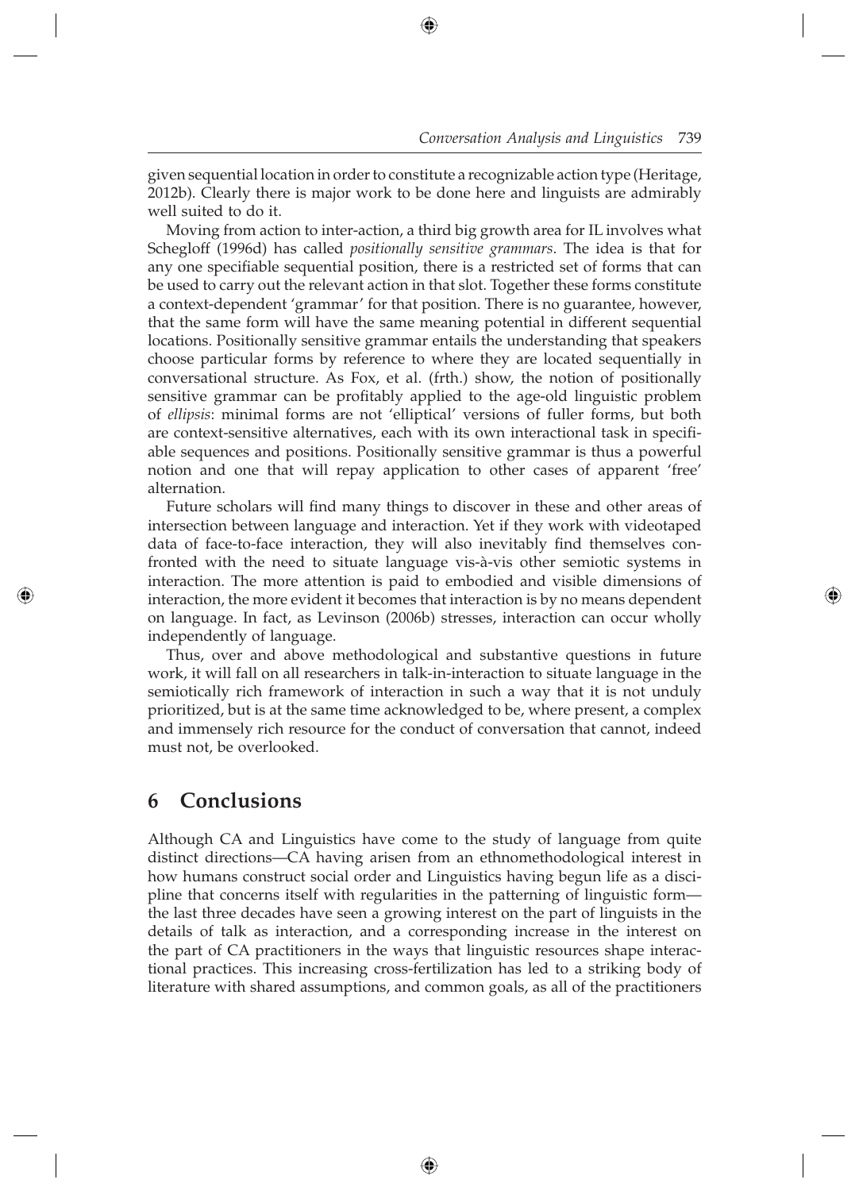given sequential location in order to constitute a recognizable action type (Heritage, 2012b). Clearly there is major work to be done here and linguists are admirably well suited to do it.

Moving from action to inter-action, a third big growth area for IL involves what Schegloff (1996d) has called *positionally sensitive grammars*. The idea is that for any one specifiable sequential position, there is a restricted set of forms that can be used to carry out the relevant action in that slot. Together these forms constitute a context-dependent 'grammar' for that position. There is no guarantee, however, that the same form will have the same meaning potential in different sequential locations. Positionally sensitive grammar entails the understanding that speakers choose particular forms by reference to where they are located sequentially in conversational structure. As Fox, et al. (frth.) show, the notion of positionally sensitive grammar can be profitably applied to the age-old linguistic problem of *ellipsis*: minimal forms are not 'elliptical' versions of fuller forms, but both are context-sensitive alternatives, each with its own interactional task in specifiable sequences and positions. Positionally sensitive grammar is thus a powerful notion and one that will repay application to other cases of apparent 'free' alternation.

Future scholars will find many things to discover in these and other areas of intersection between language and interaction. Yet if they work with videotaped data of face-to-face interaction, they will also inevitably find themselves confronted with the need to situate language vis-à-vis other semiotic systems in interaction. The more attention is paid to embodied and visible dimensions of interaction, the more evident it becomes that interaction is by no means dependent on language. In fact, as Levinson (2006b) stresses, interaction can occur wholly independently of language.

Thus, over and above methodological and substantive questions in future work, it will fall on all researchers in talk-in-interaction to situate language in the semiotically rich framework of interaction in such a way that it is not unduly prioritized, but is at the same time acknowledged to be, where present, a complex and immensely rich resource for the conduct of conversation that cannot, indeed must not, be overlooked.

## 6 Conclusions

Although CA and Linguistics have come to the study of language from quite distinct directions—CA having arisen from an ethnomethodological interest in how humans construct social order and Linguistics having begun life as a discipline that concerns itself with regularities in the patterning of linguistic form—the last three decades have seen a growing interest on the part of linguists in the details of talk as interaction, and a corresponding increase in the interest on the part of CA practitioners in the ways that linguistic resources shape interactional practices. This increasing cross-fertilization has led to a striking body of literature with shared assumptions, and common goals, as all of the practitioners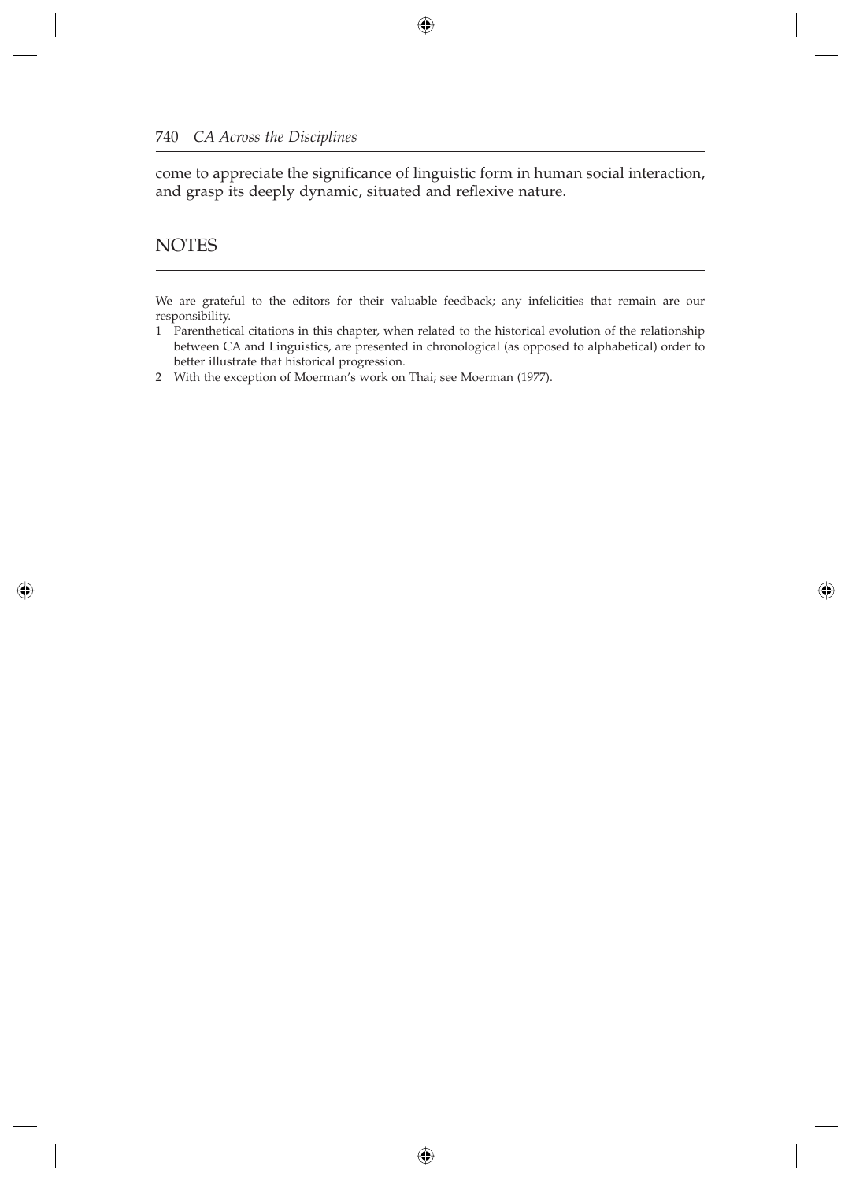come to appreciate the significance of linguistic form in human social interaction, and grasp its deeply dynamic, situated and reflexive nature.

## NOTES

We are grateful to the editors for their valuable feedback; any infelicities that remain are our responsibility.

1 Parenthetical citations in this chapter, when related to the historical evolution of the relationship between CA and Linguistics, are presented in chronological (as opposed to alphabetical) order to better illustrate that historical progression.

2 With the exception of Moerman's work on Thai; see Moerman (1977).